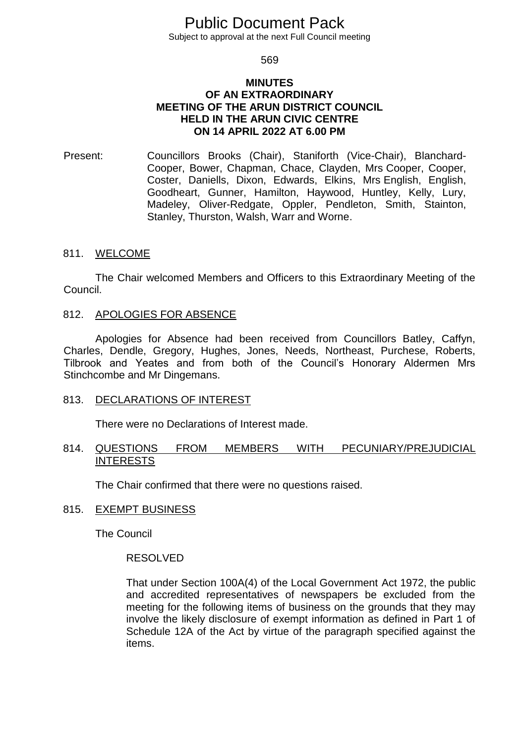# Public Document Pack

Subject to approval at the next Full Council meeting

## MINUTES OF AN EXTRAORDINARY MEETING OF THE ARUN DISTRICT COUNCIL HELD IN THE ARUN CIVIC CENTRE ON 14 APRIL 2022 AT 6.00 PM

Present: Councillors Brooks (Chair), Staniforth (Vice-Chair), Blanchard-Cooper, Bower, Chapman, Chace, Clayden, Mrs Cooper, Cooper, Coster, Daniells, Dixon, Edwards, Elkins, Mrs English, English, Goodheart, Gunner, Hamilton, Haywood, Huntley, Kelly, Lury, Madeley, Oliver-Redgate, Oppler, Pendleton, Smith, Stainton, Stanley, Thurston, Walsh, Warr and Worne.

### 811. WELCOME

The Chair welcomed Members and Officers to this Extraordinary Meeting of the Council.

### 812. APOLOGIES FOR ABSENCE

Apologies for Absence had been received from Councillors Batley, Caffyn, Charles, Dendle, Gregory, Hughes, Jones, Needs, Northeast, Purchese, Roberts, Tilbrook and Yeates and from both of the Council's Honorary Aldermen Mrs Stinchcombe and Mr Dingemans.

### 813. DECLARATIONS OF INTEREST

There were no Declarations of Interest made.

### 814. QUESTIONS FROM MEMBERS WITH PECUNIARY/PREJUDICIAL INTERESTS

The Chair confirmed that there were no questions raised.

### 815. EXEMPT BUSINESS

The Council

RESOLVED

That under Section 100A(4) of the Local Government Act 1972, the public and accredited representatives of newspapers be excluded from the meeting for the following items of business on the grounds that they may involve the likely disclosure of exempt information as defined in Part 1 of Schedule 12A of the Act by virtue of the paragraph specified against the items.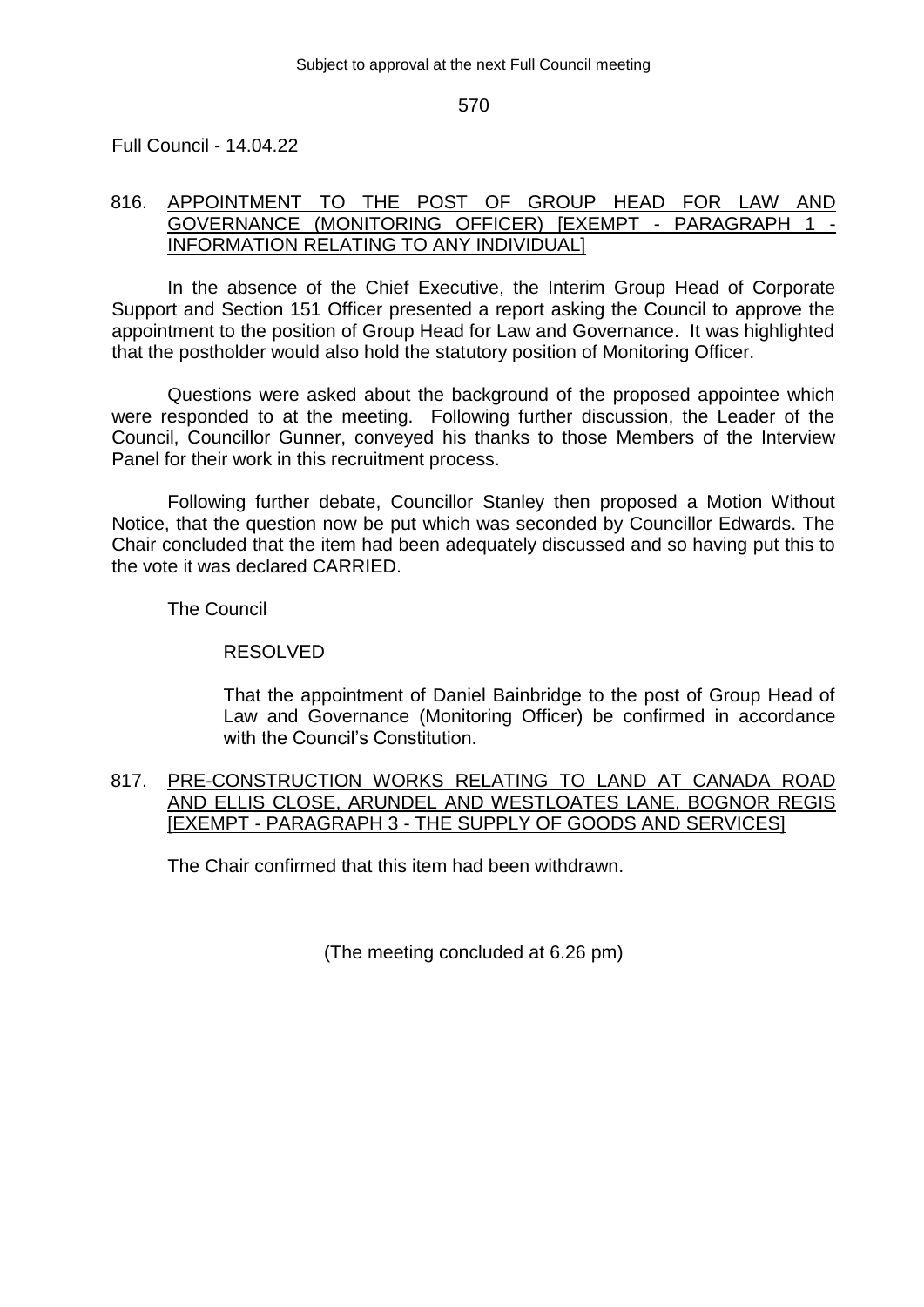Full Council - 14.04.22

816. APPOINTMENT TO THE POST OF GROUP HEAD FOR LAW AND GOVERNANCE (MONITORING OFFICER) [EXEMPT - PARAGRAPH 1 - INFORMATION RELATING TO ANY INDIVIDUAL]

In the absence of the Chief Executive, the Interim Group Head of Corporate Support and Section 151 Officer presented a report asking the Council to approve the appointment to the position of Group Head for Law and Governance. It was highlighted that the postholder would also hold the statutory position of Monitoring Officer.

Questions were asked about the background of the proposed appointee which were responded to at the meeting. Following further discussion, the Leader of the Council, Councillor Gunner, conveyed his thanks to those Members of the Interview Panel for their work in this recruitment process.

Following further debate, Councillor Stanley then proposed a Motion Without Notice, that the question now be put which was seconded by Councillor Edwards. The Chair concluded that the item had been adequately discussed and so having put this to the vote it was declared CARRIED.

The Council

RESOLVED

That the appointment of Daniel Bainbridge to the post of Group Head of Law and Governance (Monitoring Officer) be confirmed in accordance with the Council's Constitution.

817. PRE-CONSTRUCTION WORKS RELATING TO LAND AT CANADA ROAD AND ELLIS CLOSE, ARUNDEL AND WESTLOATES LANE, BOGNOR REGIS [EXEMPT - PARAGRAPH 3 - THE SUPPLY OF GOODS AND SERVICES]

The Chair confirmed that this item had been withdrawn.

(The meeting concluded at 6.26 pm)